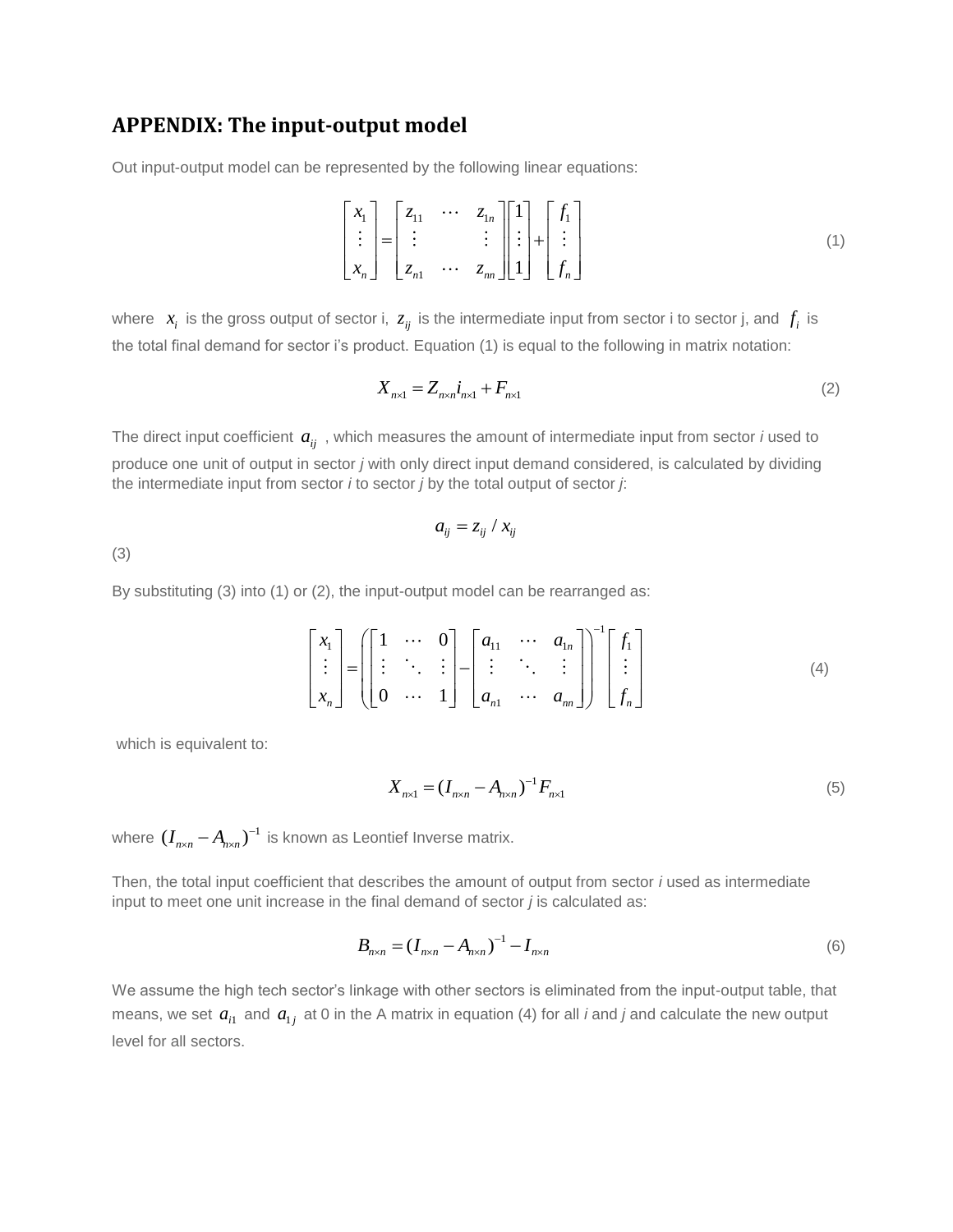## APPENDIX: The input-output model

Out input-output model can be represented by the following linear equations:

$$\begin{bmatrix} x_1 \\ \vdots \\ x_n \end{bmatrix} = \begin{bmatrix} z_{11} & \cdots & z_{1n} \\ \vdots & & \vdots \\ z_{n1} & \cdots & z_{nn} \end{bmatrix} \begin{bmatrix} 1 \\ \vdots \\ 1 \end{bmatrix} + \begin{bmatrix} f_1 \\ \vdots \\ f_n \end{bmatrix} \tag{1}$$

where $x_i$ is the gross output of sector i, $z_{ij}$ is the intermediate input from sector i to sector j, and $f_i$ is the total final demand for sector i's product. Equation (1) is equal to the following in matrix notation:

$$X_{n\times 1} = Z_{n\times n} i_{n\times 1} + F_{n\times 1} \tag{2}$$

The direct input coefficient $a_{ij}$, which measures the amount of intermediate input from sector *i* used to produce one unit of output in sector *j* with only direct input demand considered, is calculated by dividing the intermediate input from sector *i* to sector *j* by the total output of sector *j*:

$$a_{ij} = z_{ij} / x_{ij}$$

(3)

By substituting (3) into (1) or (2), the input-output model can be rearranged as:

$$\begin{bmatrix} x_1 \\ \vdots \\ x_n \end{bmatrix} = \left( \begin{bmatrix} 1 & \cdots & 0 \\ \vdots & \ddots & \vdots \\ 0 & \cdots & 1 \end{bmatrix} - \begin{bmatrix} a_{11} & \cdots & a_{1n} \\ \vdots & \ddots & \vdots \\ a_{n1} & \cdots & a_{nn} \end{bmatrix} \right)^{-1} \begin{bmatrix} f_1 \\ \vdots \\ f_n \end{bmatrix} \tag{4}$$

which is equivalent to:

$$X_{n\times 1} = (I_{n\times n} - A_{n\times n})^{-1} F_{n\times 1} \tag{5}$$

where $(I_{n\times n} - A_{n\times n})^{-1}$ is known as Leontief Inverse matrix.

Then, the total input coefficient that describes the amount of output from sector *i* used as intermediate input to meet one unit increase in the final demand of sector *j* is calculated as:

$$B_{n\times n} = (I_{n\times n} - A_{n\times n})^{-1} - I_{n\times n} \tag{6}$$

We assume the high tech sector's linkage with other sectors is eliminated from the input-output table, that means, we set $a_{i1}$ and $a_{1j}$ at 0 in the A matrix in equation (4) for all *i* and *j* and calculate the new output level for all sectors.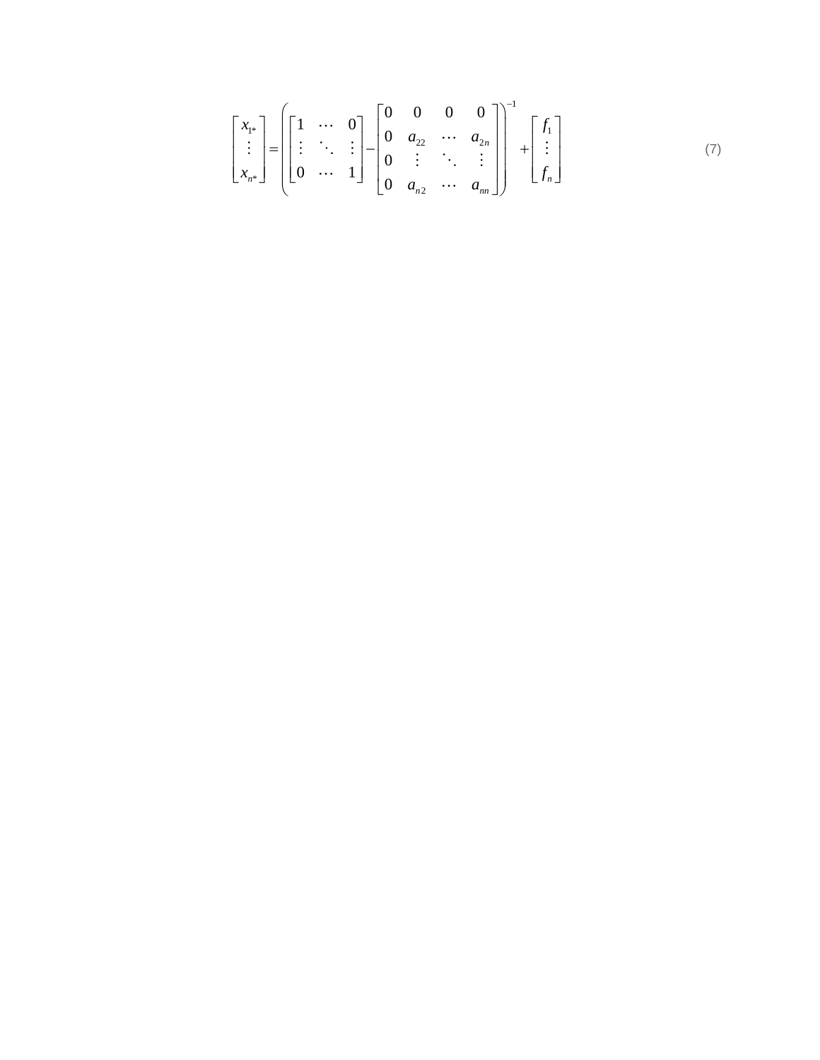$$
\begin{bmatrix} x_{1*} \\ \vdots \\ x_{n*} \end{bmatrix} = \left( \begin{bmatrix} 1 & \cdots & 0 \\ \vdots & \ddots & \vdots \\ 0 & \cdots & 1 \end{bmatrix} - \begin{bmatrix} 0 & 0 & 0 & 0 \\ 0 & a_{22} & \cdots & a_{2n} \\ 0 & \vdots & \ddots & \vdots \\ 0 & a_{n2} & \cdots & a_{nn} \end{bmatrix} \right)^{-1} + \begin{bmatrix} f_1 \\ \vdots \\ f_n \end{bmatrix} \tag{7}
$$